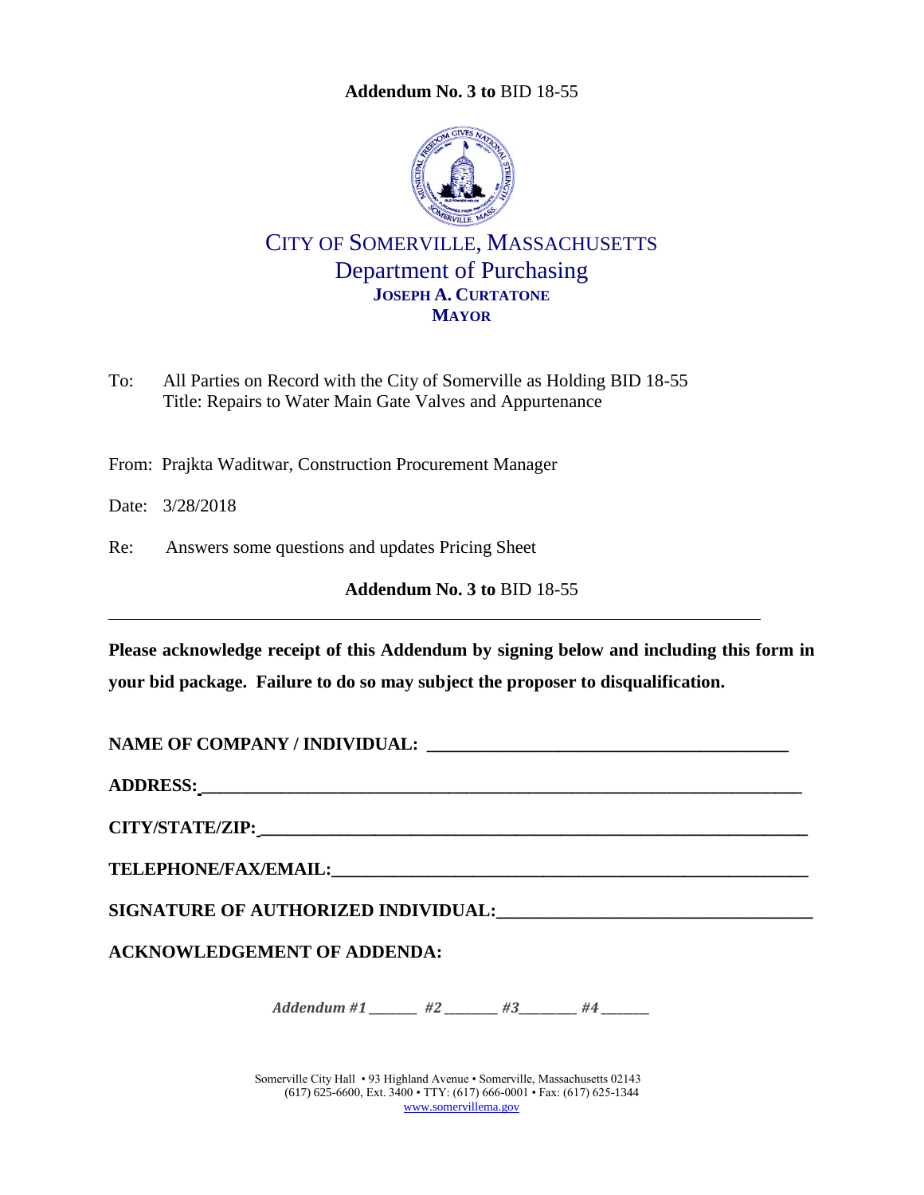**Addendum No. 3 to** BID 18-55

# CITY OF SOMERVILLE, MASSACHUSETTS
## Department of Purchasing
**JOSEPH A. CURTATONE**
**MAYOR**

To: All Parties on Record with the City of Somerville as Holding BID 18-55
Title: Repairs to Water Main Gate Valves and Appurtenance

From: Prajkta Waditwar, Construction Procurement Manager

Date: 3/28/2018

Re: Answers some questions and updates Pricing Sheet

**Addendum No. 3 to** BID 18-55

---

**Please acknowledge receipt of this Addendum by signing below and including this form in your bid package. Failure to do so may subject the proposer to disqualification.**

**NAME OF COMPANY / INDIVIDUAL:** ________________________________________

**ADDRESS:** ________________________________________________________________

**CITY/STATE/ZIP:** ___________________________________________________________

**TELEPHONE/FAX/EMAIL:** ____________________________________________________

**SIGNATURE OF AUTHORIZED INDIVIDUAL:** _______________________________

**ACKNOWLEDGEMENT OF ADDENDA:**

*Addendum #1 _______ #2 _______ #3________ #4 _______*

Somerville City Hall • 93 Highland Avenue • Somerville, Massachusetts 02143
(617) 625-6600, Ext. 3400 • TTY: (617) 666-0001 • Fax: (617) 625-1344
www.somervillema.gov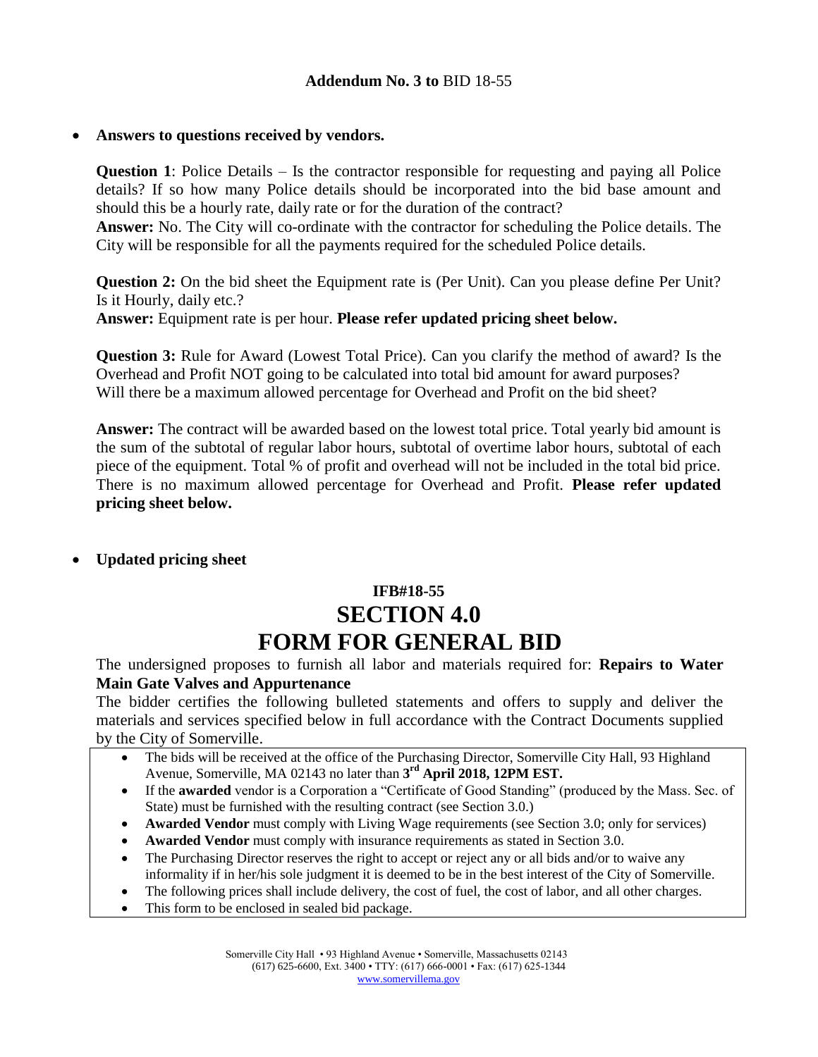**Addendum No. 3 to** BID 18-55

- **Answers to questions received by vendors.**

  **Question 1**: Police Details – Is the contractor responsible for requesting and paying all Police details? If so how many Police details should be incorporated into the bid base amount and should this be a hourly rate, daily rate or for the duration of the contract?
  **Answer:** No. The City will co-ordinate with the contractor for scheduling the Police details. The City will be responsible for all the payments required for the scheduled Police details.

  **Question 2:** On the bid sheet the Equipment rate is (Per Unit). Can you please define Per Unit? Is it Hourly, daily etc.?
  **Answer:** Equipment rate is per hour. **Please refer updated pricing sheet below.**

  **Question 3:** Rule for Award (Lowest Total Price). Can you clarify the method of award? Is the Overhead and Profit NOT going to be calculated into total bid amount for award purposes? Will there be a maximum allowed percentage for Overhead and Profit on the bid sheet?

  **Answer:** The contract will be awarded based on the lowest total price. Total yearly bid amount is the sum of the subtotal of regular labor hours, subtotal of overtime labor hours, subtotal of each piece of the equipment. Total % of profit and overhead will not be included in the total bid price. There is no maximum allowed percentage for Overhead and Profit. **Please refer updated pricing sheet below.**

- **Updated pricing sheet**

**IFB#18-55**

# SECTION 4.0

# FORM FOR GENERAL BID

The undersigned proposes to furnish all labor and materials required for: **Repairs to Water Main Gate Valves and Appurtenance**

The bidder certifies the following bulleted statements and offers to supply and deliver the materials and services specified below in full accordance with the Contract Documents supplied by the City of Somerville.

- The bids will be received at the office of the Purchasing Director, Somerville City Hall, 93 Highland Avenue, Somerville, MA 02143 no later than **3rd April 2018, 12PM EST.**
- If the **awarded** vendor is a Corporation a "Certificate of Good Standing" (produced by the Mass. Sec. of State) must be furnished with the resulting contract (see Section 3.0.)
- **Awarded Vendor** must comply with Living Wage requirements (see Section 3.0; only for services)
- **Awarded Vendor** must comply with insurance requirements as stated in Section 3.0.
- The Purchasing Director reserves the right to accept or reject any or all bids and/or to waive any informality if in her/his sole judgment it is deemed to be in the best interest of the City of Somerville.
- The following prices shall include delivery, the cost of fuel, the cost of labor, and all other charges.
- This form to be enclosed in sealed bid package.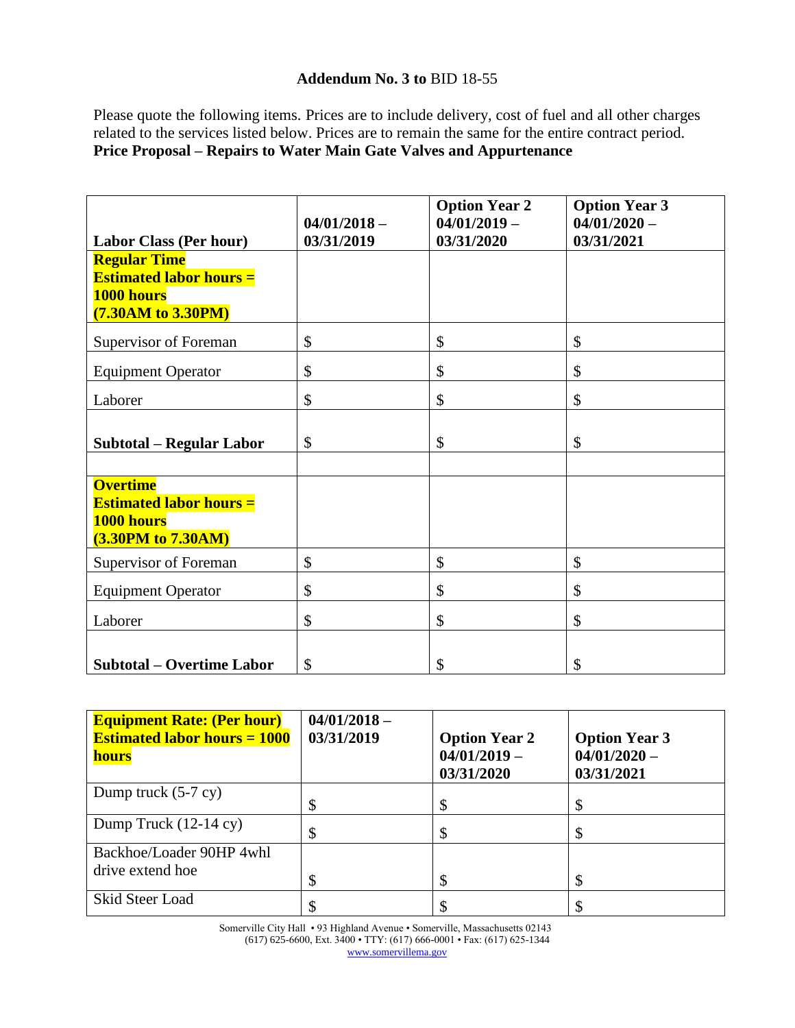**Addendum No. 3 to** BID 18-55

Please quote the following items. Prices are to include delivery, cost of fuel and all other charges related to the services listed below. Prices are to remain the same for the entire contract period.

**Price Proposal – Repairs to Water Main Gate Valves and Appurtenance**

| **Labor Class (Per hour)** | **04/01/2018 – 03/31/2019** | **Option Year 2 04/01/2019 – 03/31/2020** | **Option Year 3 04/01/2020 – 03/31/2021** |
|---|---|---|---|
| **Regular Time Estimated labor hours = 1000 hours (7.30AM to 3.30PM)** | | | |
| Supervisor of Foreman | $ | $ | $ |
| Equipment Operator | $ | $ | $ |
| Laborer | $ | $ | $ |
| **Subtotal – Regular Labor** | $ | $ | $ |
| | | | |
| **Overtime Estimated labor hours = 1000 hours (3.30PM to 7.30AM)** | | | |
| Supervisor of Foreman | $ | $ | $ |
| Equipment Operator | $ | $ | $ |
| Laborer | $ | $ | $ |
| **Subtotal – Overtime Labor** | $ | $ | $ |

| **Equipment Rate: (Per hour) Estimated labor hours = 1000 hours** | **04/01/2018 – 03/31/2019** | **Option Year 2 04/01/2019 – 03/31/2020** | **Option Year 3 04/01/2020 – 03/31/2021** |
|---|---|---|---|
| Dump truck (5-7 cy) | $ | $ | $ |
| Dump Truck (12-14 cy) | $ | $ | $ |
| Backhoe/Loader 90HP 4whl drive extend hoe | $ | $ | $ |
| Skid Steer Load | $ | $ | $ |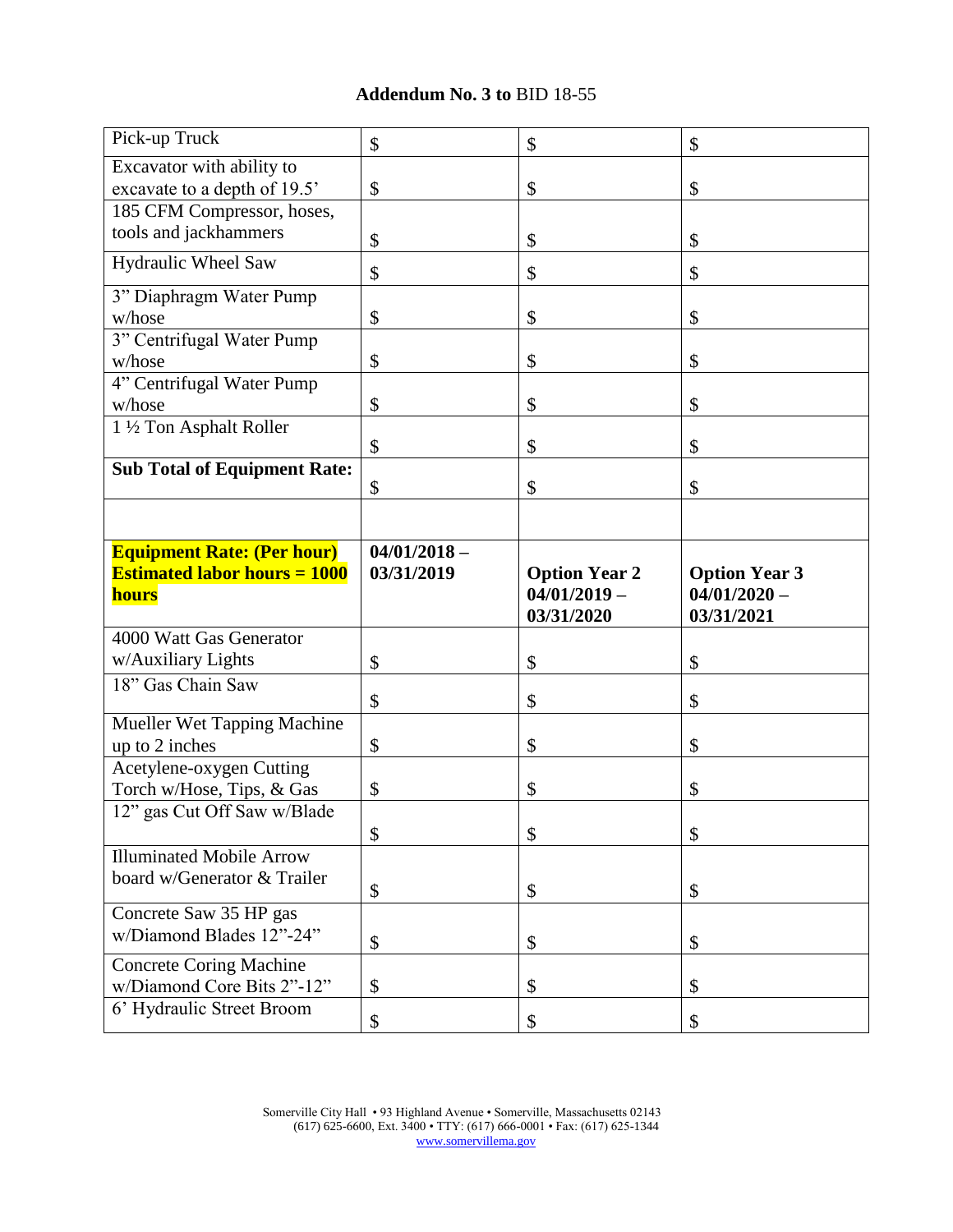**Addendum No. 3 to** BID 18-55

| | | | |
|---|---|---|---|
| Pick-up Truck | $ | $ | $ |
| Excavator with ability to excavate to a depth of 19.5’ | $ | $ | $ |
| 185 CFM Compressor, hoses, tools and jackhammers | $ | $ | $ |
| Hydraulic Wheel Saw | $ | $ | $ |
| 3” Diaphragm Water Pump w/hose | $ | $ | $ |
| 3” Centrifugal Water Pump w/hose | $ | $ | $ |
| 4” Centrifugal Water Pump w/hose | $ | $ | $ |
| 1 ½ Ton Asphalt Roller | $ | $ | $ |
| **Sub Total of Equipment Rate:** | $ | $ | $ |
| | | | |
| **Equipment Rate: (Per hour) Estimated labor hours = 1000 hours** | **04/01/2018 – 03/31/2019** | **Option Year 2 04/01/2019 – 03/31/2020** | **Option Year 3 04/01/2020 – 03/31/2021** |
| 4000 Watt Gas Generator w/Auxiliary Lights | $ | $ | $ |
| 18” Gas Chain Saw | $ | $ | $ |
| Mueller Wet Tapping Machine up to 2 inches | $ | $ | $ |
| Acetylene-oxygen Cutting Torch w/Hose, Tips, & Gas | $ | $ | $ |
| 12” gas Cut Off Saw w/Blade | $ | $ | $ |
| Illuminated Mobile Arrow board w/Generator & Trailer | $ | $ | $ |
| Concrete Saw 35 HP gas w/Diamond Blades 12”-24” | $ | $ | $ |
| Concrete Coring Machine w/Diamond Core Bits 2”-12” | $ | $ | $ |
| 6’ Hydraulic Street Broom | $ | $ | $ |

Somerville City Hall • 93 Highland Avenue • Somerville, Massachusetts 02143
(617) 625-6600, Ext. 3400 • TTY: (617) 666-0001 • Fax: (617) 625-1344
www.somervillema.gov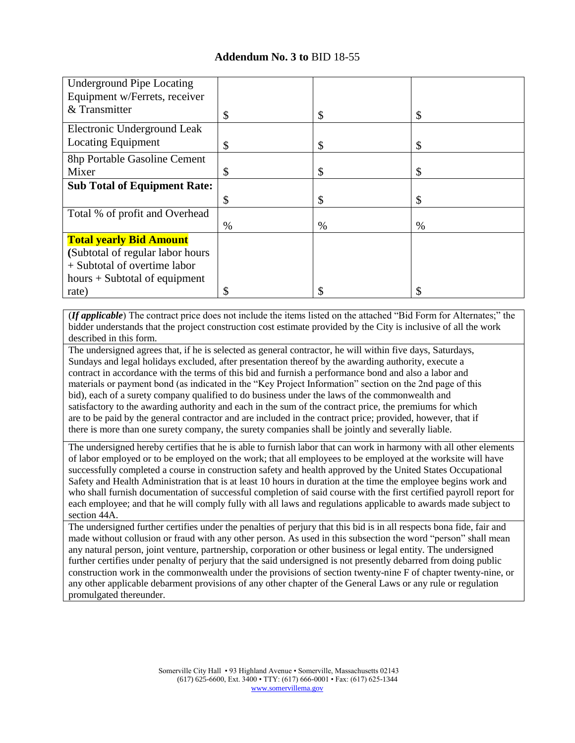**Addendum No. 3 to** BID 18-55

| | | | |
|---|---|---|---|
| Underground Pipe Locating Equipment w/Ferrets, receiver & Transmitter | $ | $ | $ |
| Electronic Underground Leak Locating Equipment | $ | $ | $ |
| 8hp Portable Gasoline Cement Mixer | $ | $ | $ |
| **Sub Total of Equipment Rate:** | $ | $ | $ |
| Total % of profit and Overhead | % | % | % |
| **Total yearly Bid Amount** (Subtotal of regular labor hours + Subtotal of overtime labor hours + Subtotal of equipment rate) | $ | $ | $ |

(***If applicable***) The contract price does not include the items listed on the attached "Bid Form for Alternates;" the bidder understands that the project construction cost estimate provided by the City is inclusive of all the work described in this form.

The undersigned agrees that, if he is selected as general contractor, he will within five days, Saturdays, Sundays and legal holidays excluded, after presentation thereof by the awarding authority, execute a contract in accordance with the terms of this bid and furnish a performance bond and also a labor and materials or payment bond (as indicated in the "Key Project Information" section on the 2nd page of this bid), each of a surety company qualified to do business under the laws of the commonwealth and satisfactory to the awarding authority and each in the sum of the contract price, the premiums for which are to be paid by the general contractor and are included in the contract price; provided, however, that if there is more than one surety company, the surety companies shall be jointly and severally liable.

The undersigned hereby certifies that he is able to furnish labor that can work in harmony with all other elements of labor employed or to be employed on the work; that all employees to be employed at the worksite will have successfully completed a course in construction safety and health approved by the United States Occupational Safety and Health Administration that is at least 10 hours in duration at the time the employee begins work and who shall furnish documentation of successful completion of said course with the first certified payroll report for each employee; and that he will comply fully with all laws and regulations applicable to awards made subject to section 44A.

The undersigned further certifies under the penalties of perjury that this bid is in all respects bona fide, fair and made without collusion or fraud with any other person. As used in this subsection the word "person" shall mean any natural person, joint venture, partnership, corporation or other business or legal entity. The undersigned further certifies under penalty of perjury that the said undersigned is not presently debarred from doing public construction work in the commonwealth under the provisions of section twenty-nine F of chapter twenty-nine, or any other applicable debarment provisions of any other chapter of the General Laws or any rule or regulation promulgated thereunder.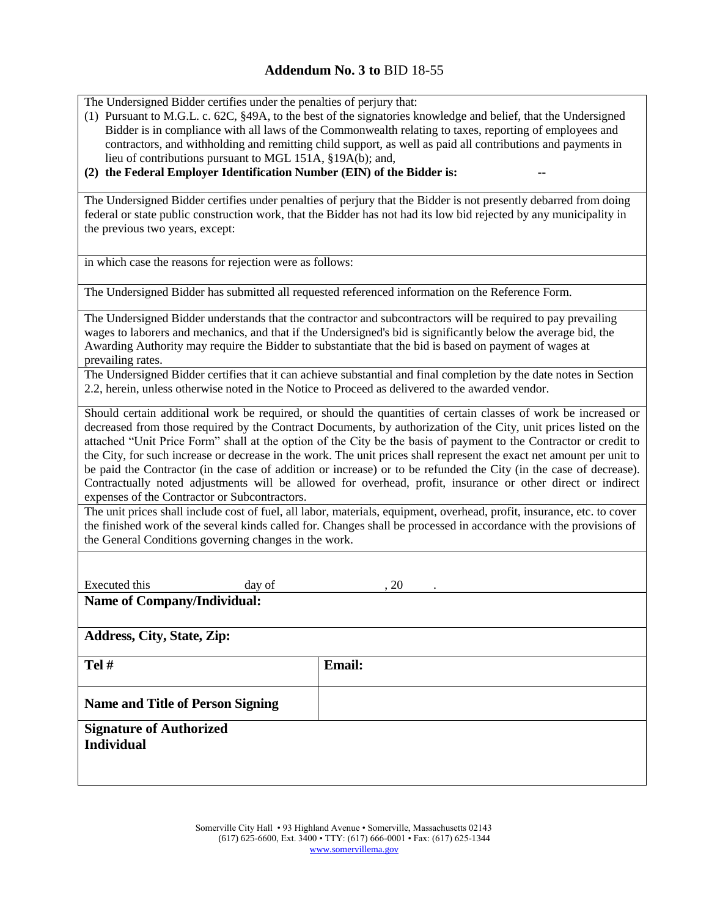## **Addendum No. 3 to** BID 18-55

The Undersigned Bidder certifies under the penalties of perjury that:

(1) Pursuant to M.G.L. c. 62C, §49A, to the best of the signatories knowledge and belief, that the Undersigned Bidder is in compliance with all laws of the Commonwealth relating to taxes, reporting of employees and contractors, and withholding and remitting child support, as well as paid all contributions and payments in lieu of contributions pursuant to MGL 151A, §19A(b); and,

**(2) the Federal Employer Identification Number (EIN) of the Bidder is:** --

The Undersigned Bidder certifies under penalties of perjury that the Bidder is not presently debarred from doing federal or state public construction work, that the Bidder has not had its low bid rejected by any municipality in the previous two years, except:

in which case the reasons for rejection were as follows:

The Undersigned Bidder has submitted all requested referenced information on the Reference Form.

The Undersigned Bidder understands that the contractor and subcontractors will be required to pay prevailing wages to laborers and mechanics, and that if the Undersigned's bid is significantly below the average bid, the Awarding Authority may require the Bidder to substantiate that the bid is based on payment of wages at prevailing rates.

The Undersigned Bidder certifies that it can achieve substantial and final completion by the date notes in Section 2.2, herein, unless otherwise noted in the Notice to Proceed as delivered to the awarded vendor.

Should certain additional work be required, or should the quantities of certain classes of work be increased or decreased from those required by the Contract Documents, by authorization of the City, unit prices listed on the attached "Unit Price Form" shall at the option of the City be the basis of payment to the Contractor or credit to the City, for such increase or decrease in the work. The unit prices shall represent the exact net amount per unit to be paid the Contractor (in the case of addition or increase) or to be refunded the City (in the case of decrease). Contractually noted adjustments will be allowed for overhead, profit, insurance or other direct or indirect expenses of the Contractor or Subcontractors.

The unit prices shall include cost of fuel, all labor, materials, equipment, overhead, profit, insurance, etc. to cover the finished work of the several kinds called for. Changes shall be processed in accordance with the provisions of the General Conditions governing changes in the work.

Executed this ____________ day of ____________, 20 ____.

| **Name of Company/Individual:** | |
|---|---|
| **Address, City, State, Zip:** | |
| **Tel #** | **Email:** |
| **Name and Title of Person Signing** | |
| **Signature of Authorized Individual** | |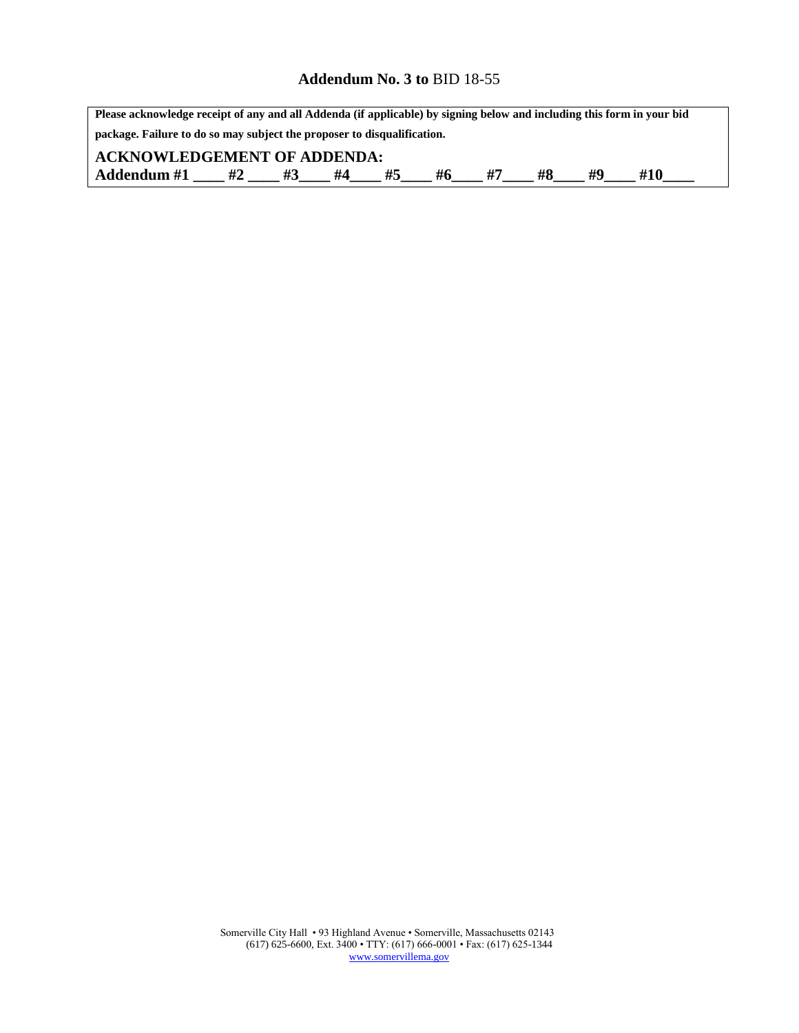**Addendum No. 3 to** BID 18-55

**Please acknowledge receipt of any and all Addenda (if applicable) by signing below and including this form in your bid package. Failure to do so may subject the proposer to disqualification.**

**ACKNOWLEDGEMENT OF ADDENDA:**

**Addendum #1 ____ #2 ____ #3____ #4____ #5____ #6____ #7____ #8____ #9____ #10____**

Somerville City Hall • 93 Highland Avenue • Somerville, Massachusetts 02143
(617) 625-6600, Ext. 3400 • TTY: (617) 666-0001 • Fax: (617) 625-1344
www.somervillema.gov